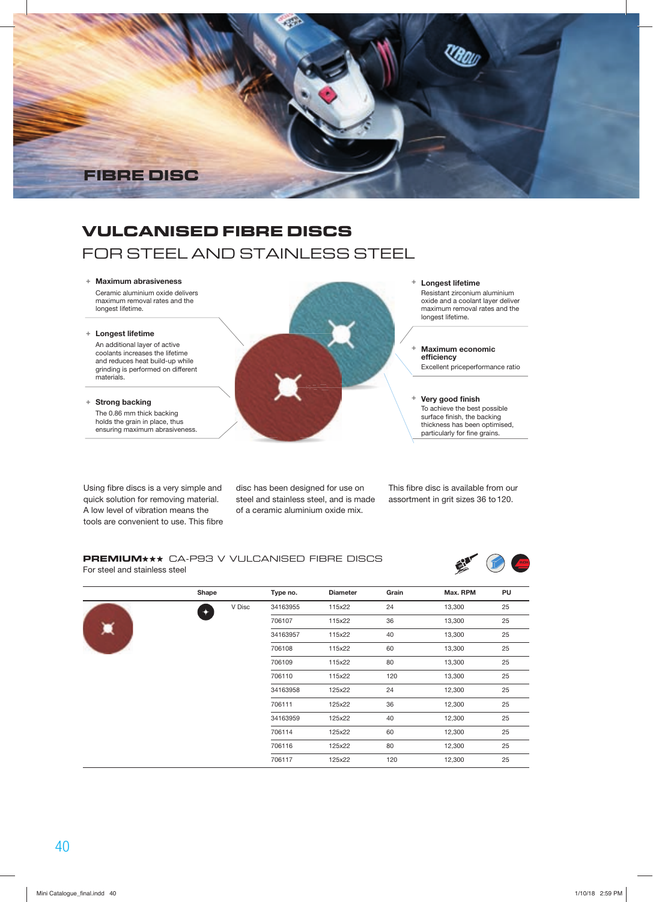# FIBRE DISC

## VULCANISED FIBRE DISCS
### FOR STEEL AND STAINLESS STEEL

+ **Maximum abrasiveness**
  Ceramic aluminium oxide delivers maximum removal rates and the longest lifetime.

+ **Longest lifetime**
  An additional layer of active coolants increases the lifetime and reduces heat build-up while grinding is performed on different materials.

+ **Strong backing**
  The 0.86 mm thick backing holds the grain in place, thus ensuring maximum abrasiveness.

+ **Longest lifetime**
  Resistant zirconium aluminium oxide and a coolant layer deliver maximum removal rates and the longest lifetime.

+ **Maximum economic efficiency**
  Excellent priceperformance ratio

+ **Very good finish**
  To achieve the best possible surface finish, the backing thickness has been optimised, particularly for fine grains.

Using fibre discs is a very simple and quick solution for removing material. A low level of vibration means the tools are convenient to use. This fibre disc has been designed for use on steel and stainless steel, and is made of a ceramic aluminium oxide mix.

This fibre disc is available from our assortment in grit sizes 36 to 120.

### PREMIUM★★★ CA-P93 V VULCANISED FIBRE DISCS
For steel and stainless steel

| | Shape | | Type no. | Diameter | Grain | Max. RPM | PU |
|---|---|---|---|---|---|---|---|
| | | V Disc | 34163955 | 115x22 | 24 | 13,300 | 25 |
| | | | 706107 | 115x22 | 36 | 13,300 | 25 |
| | | | 34163957 | 115x22 | 40 | 13,300 | 25 |
| | | | 706108 | 115x22 | 60 | 13,300 | 25 |
| | | | 706109 | 115x22 | 80 | 13,300 | 25 |
| | | | 706110 | 115x22 | 120 | 13,300 | 25 |
| | | | 34163958 | 125x22 | 24 | 12,300 | 25 |
| | | | 706111 | 125x22 | 36 | 12,300 | 25 |
| | | | 34163959 | 125x22 | 40 | 12,300 | 25 |
| | | | 706114 | 125x22 | 60 | 12,300 | 25 |
| | | | 706116 | 125x22 | 80 | 12,300 | 25 |
| | | | 706117 | 125x22 | 120 | 12,300 | 25 |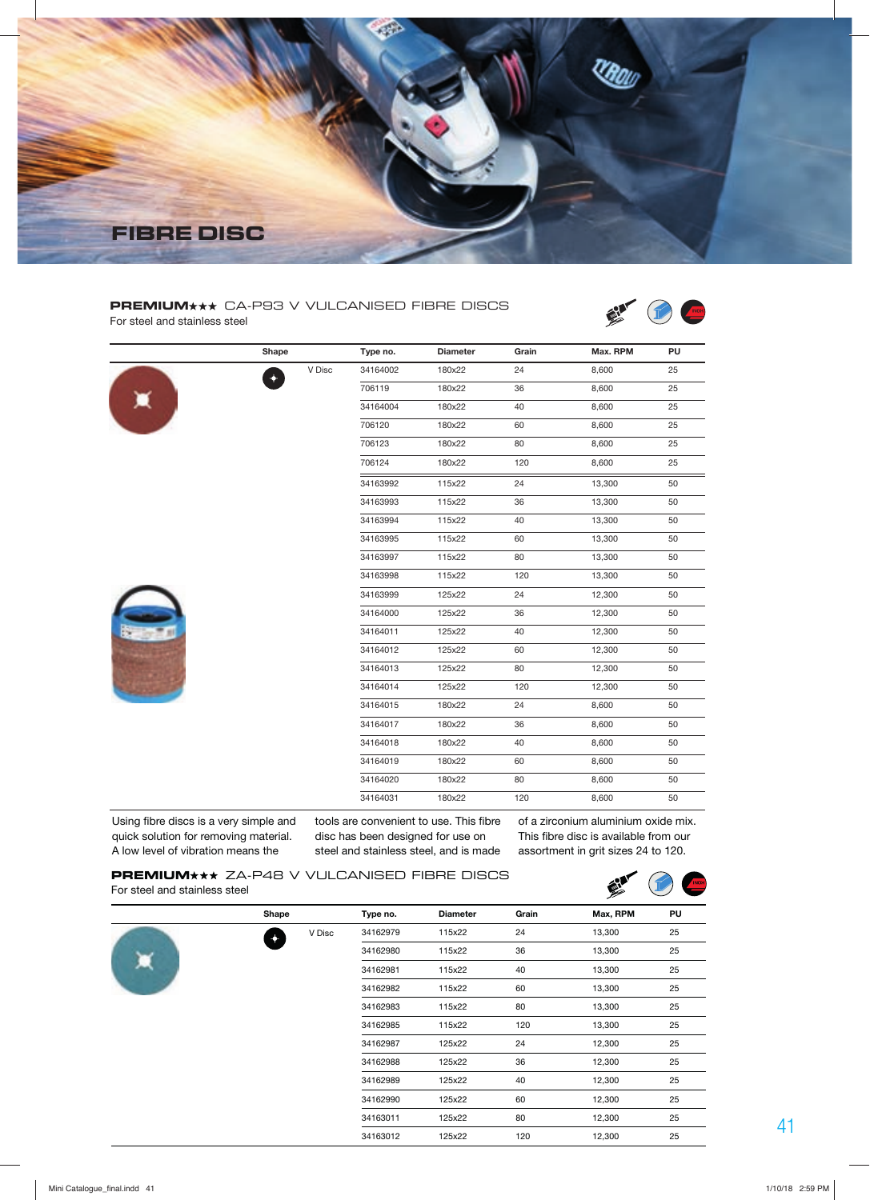# FIBRE DISC

## PREMIUM★★★ CA-P93 V VULCANISED FIBRE DISCS

For steel and stainless steel

| Shape | | Type no. | Diameter | Grain | Max. RPM | PU |
|---|---|---|---|---|---|---|
| | V Disc | 34164002 | 180x22 | 24 | 8,600 | 25 |
| | | 706119 | 180x22 | 36 | 8,600 | 25 |
| | | 34164004 | 180x22 | 40 | 8,600 | 25 |
| | | 706120 | 180x22 | 60 | 8,600 | 25 |
| | | 706123 | 180x22 | 80 | 8,600 | 25 |
| | | 706124 | 180x22 | 120 | 8,600 | 25 |
| | | 34163992 | 115x22 | 24 | 13,300 | 50 |
| | | 34163993 | 115x22 | 36 | 13,300 | 50 |
| | | 34163994 | 115x22 | 40 | 13,300 | 50 |
| | | 34163995 | 115x22 | 60 | 13,300 | 50 |
| | | 34163997 | 115x22 | 80 | 13,300 | 50 |
| | | 34163998 | 115x22 | 120 | 13,300 | 50 |
| | | 34163999 | 125x22 | 24 | 12,300 | 50 |
| | | 34164000 | 125x22 | 36 | 12,300 | 50 |
| | | 34164011 | 125x22 | 40 | 12,300 | 50 |
| | | 34164012 | 125x22 | 60 | 12,300 | 50 |
| | | 34164013 | 125x22 | 80 | 12,300 | 50 |
| | | 34164014 | 125x22 | 120 | 12,300 | 50 |
| | | 34164015 | 180x22 | 24 | 8,600 | 50 |
| | | 34164017 | 180x22 | 36 | 8,600 | 50 |
| | | 34164018 | 180x22 | 40 | 8,600 | 50 |
| | | 34164019 | 180x22 | 60 | 8,600 | 50 |
| | | 34164020 | 180x22 | 80 | 8,600 | 50 |
| | | 34164031 | 180x22 | 120 | 8,600 | 50 |

Using fibre discs is a very simple and quick solution for removing material. A low level of vibration means the tools are convenient to use. This fibre disc has been designed for use on steel and stainless steel, and is made of a zirconium aluminium oxide mix. This fibre disc is available from our assortment in grit sizes 24 to 120.

## PREMIUM★★★ ZA-P48 V VULCANISED FIBRE DISCS

For steel and stainless steel

| Shape | | Type no. | Diameter | Grain | Max, RPM | PU |
|---|---|---|---|---|---|---|
| | V Disc | 34162979 | 115x22 | 24 | 13,300 | 25 |
| | | 34162980 | 115x22 | 36 | 13,300 | 25 |
| | | 34162981 | 115x22 | 40 | 13,300 | 25 |
| | | 34162982 | 115x22 | 60 | 13,300 | 25 |
| | | 34162983 | 115x22 | 80 | 13,300 | 25 |
| | | 34162985 | 115x22 | 120 | 13,300 | 25 |
| | | 34162987 | 125x22 | 24 | 12,300 | 25 |
| | | 34162988 | 125x22 | 36 | 12,300 | 25 |
| | | 34162989 | 125x22 | 40 | 12,300 | 25 |
| | | 34162990 | 125x22 | 60 | 12,300 | 25 |
| | | 34163011 | 125x22 | 80 | 12,300 | 25 |
| | | 34163012 | 125x22 | 120 | 12,300 | 25 |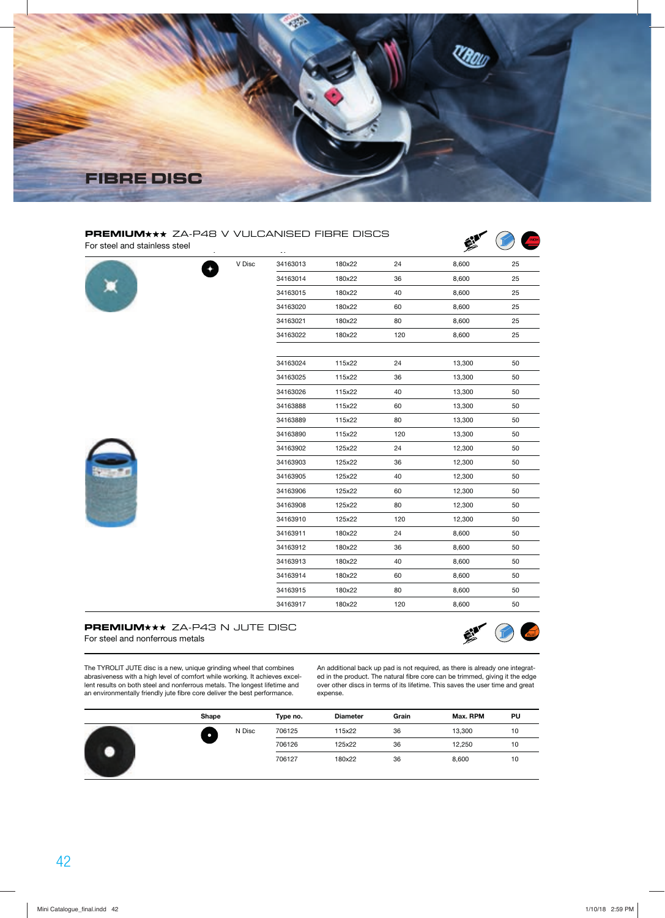# FIBRE DISC

## PREMIUM★★★ ZA-P48 V VULCANISED FIBRE DISCS

For steel and stainless steel

| Shape | | Type no. | Diameter | Grain | Max. RPM | PU |
|---|---|---|---|---|---|---|
| ✦ | V Disc | 34163013 | 180x22 | 24 | 8,600 | 25 |
| | | 34163014 | 180x22 | 36 | 8,600 | 25 |
| | | 34163015 | 180x22 | 40 | 8,600 | 25 |
| | | 34163020 | 180x22 | 60 | 8,600 | 25 |
| | | 34163021 | 180x22 | 80 | 8,600 | 25 |
| | | 34163022 | 180x22 | 120 | 8,600 | 25 |
| | | | | | | |
| | | 34163024 | 115x22 | 24 | 13,300 | 50 |
| | | 34163025 | 115x22 | 36 | 13,300 | 50 |
| | | 34163026 | 115x22 | 40 | 13,300 | 50 |
| | | 34163888 | 115x22 | 60 | 13,300 | 50 |
| | | 34163889 | 115x22 | 80 | 13,300 | 50 |
| | | 34163890 | 115x22 | 120 | 13,300 | 50 |
| | | 34163902 | 125x22 | 24 | 12,300 | 50 |
| | | 34163903 | 125x22 | 36 | 12,300 | 50 |
| | | 34163905 | 125x22 | 40 | 12,300 | 50 |
| | | 34163906 | 125x22 | 60 | 12,300 | 50 |
| | | 34163908 | 125x22 | 80 | 12,300 | 50 |
| | | 34163910 | 125x22 | 120 | 12,300 | 50 |
| | | 34163911 | 180x22 | 24 | 8,600 | 50 |
| | | 34163912 | 180x22 | 36 | 8,600 | 50 |
| | | 34163913 | 180x22 | 40 | 8,600 | 50 |
| | | 34163914 | 180x22 | 60 | 8,600 | 50 |
| | | 34163915 | 180x22 | 80 | 8,600 | 50 |
| | | 34163917 | 180x22 | 120 | 8,600 | 50 |

## PREMIUM★★★ ZA-P43 N JUTE DISC

For steel and nonferrous metals

The TYROLIT JUTE disc is a new, unique grinding wheel that combines abrasiveness with a high level of comfort while working. It achieves excellent results on both steel and nonferrous metals. The longest lifetime and an environmentally friendly jute fibre core deliver the best performance.

An additional back up pad is not required, as there is already one integrated in the product. The natural fibre core can be trimmed, giving it the edge over other discs in terms of its lifetime. This saves the user time and great expense.

| Shape | | Type no. | Diameter | Grain | Max. RPM | PU |
|---|---|---|---|---|---|---|
| ● | N Disc | 706125 | 115x22 | 36 | 13,300 | 10 |
| | | 706126 | 125x22 | 36 | 12,250 | 10 |
| | | 706127 | 180x22 | 36 | 8,600 | 10 |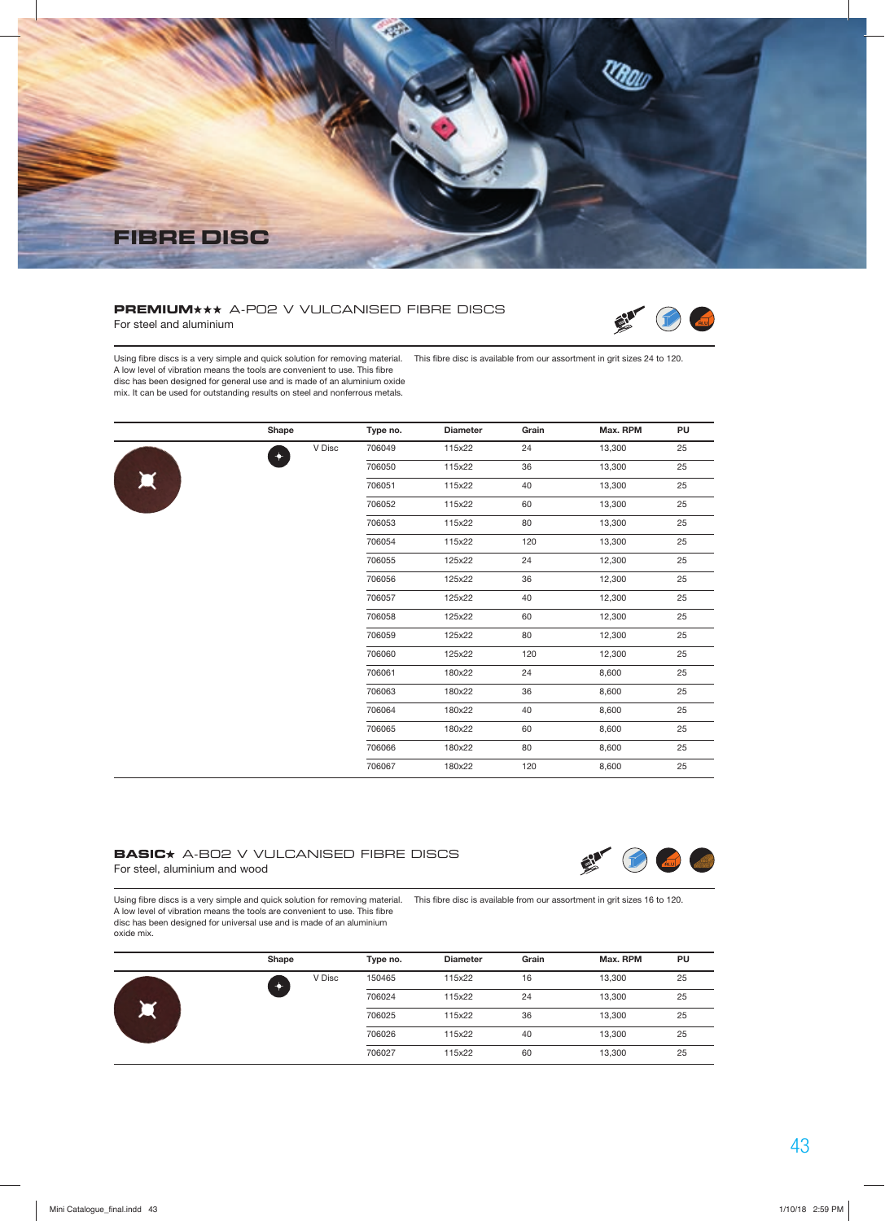# FIBRE DISC

## PREMIUM★★★ A-P02 V VULCANISED FIBRE DISCS

For steel and aluminium

Using fibre discs is a very simple and quick solution for removing material. A low level of vibration means the tools are convenient to use. This fibre disc has been designed for general use and is made of an aluminium oxide mix. It can be used for outstanding results on steel and nonferrous metals.

This fibre disc is available from our assortment in grit sizes 24 to 120.

| Shape | | Type no. | Diameter | Grain | Max. RPM | PU |
|---|---|---|---|---|---|---|
| | V Disc | 706049 | 115x22 | 24 | 13,300 | 25 |
| | | 706050 | 115x22 | 36 | 13,300 | 25 |
| | | 706051 | 115x22 | 40 | 13,300 | 25 |
| | | 706052 | 115x22 | 60 | 13,300 | 25 |
| | | 706053 | 115x22 | 80 | 13,300 | 25 |
| | | 706054 | 115x22 | 120 | 13,300 | 25 |
| | | 706055 | 125x22 | 24 | 12,300 | 25 |
| | | 706056 | 125x22 | 36 | 12,300 | 25 |
| | | 706057 | 125x22 | 40 | 12,300 | 25 |
| | | 706058 | 125x22 | 60 | 12,300 | 25 |
| | | 706059 | 125x22 | 80 | 12,300 | 25 |
| | | 706060 | 125x22 | 120 | 12,300 | 25 |
| | | 706061 | 180x22 | 24 | 8,600 | 25 |
| | | 706063 | 180x22 | 36 | 8,600 | 25 |
| | | 706064 | 180x22 | 40 | 8,600 | 25 |
| | | 706065 | 180x22 | 60 | 8,600 | 25 |
| | | 706066 | 180x22 | 80 | 8,600 | 25 |
| | | 706067 | 180x22 | 120 | 8,600 | 25 |

## BASIC★ A-B02 V VULCANISED FIBRE DISCS

For steel, aluminium and wood

Using fibre discs is a very simple and quick solution for removing material. A low level of vibration means the tools are convenient to use. This fibre disc has been designed for universal use and is made of an aluminium oxide mix.

This fibre disc is available from our assortment in grit sizes 16 to 120.

| Shape | | Type no. | Diameter | Grain | Max. RPM | PU |
|---|---|---|---|---|---|---|
| | V Disc | 150465 | 115x22 | 16 | 13,300 | 25 |
| | | 706024 | 115x22 | 24 | 13,300 | 25 |
| | | 706025 | 115x22 | 36 | 13,300 | 25 |
| | | 706026 | 115x22 | 40 | 13,300 | 25 |
| | | 706027 | 115x22 | 60 | 13,300 | 25 |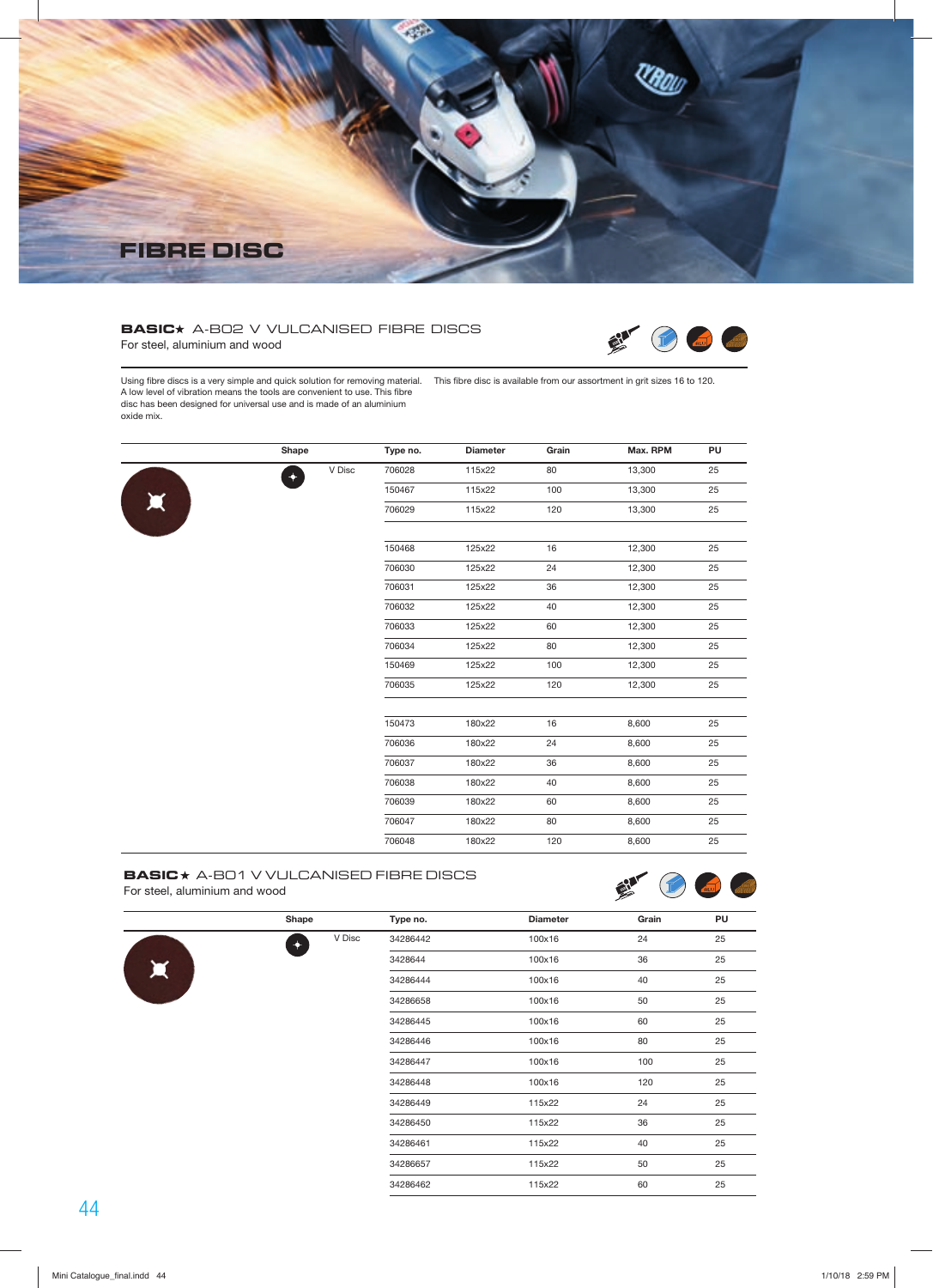# FIBRE DISC

## BASIC★ A-B02 V VULCANISED FIBRE DISCS

For steel, aluminium and wood

Using fibre discs is a very simple and quick solution for removing material. A low level of vibration means the tools are convenient to use. This fibre disc has been designed for universal use and is made of an aluminium oxide mix.

This fibre disc is available from our assortment in grit sizes 16 to 120.

| Shape | | Type no. | Diameter | Grain | Max. RPM | PU |
|---|---|---|---|---|---|---|
| V Disc | | 706028 | 115x22 | 80 | 13,300 | 25 |
| | | 150467 | 115x22 | 100 | 13,300 | 25 |
| | | 706029 | 115x22 | 120 | 13,300 | 25 |
| | | 150468 | 125x22 | 16 | 12,300 | 25 |
| | | 706030 | 125x22 | 24 | 12,300 | 25 |
| | | 706031 | 125x22 | 36 | 12,300 | 25 |
| | | 706032 | 125x22 | 40 | 12,300 | 25 |
| | | 706033 | 125x22 | 60 | 12,300 | 25 |
| | | 706034 | 125x22 | 80 | 12,300 | 25 |
| | | 150469 | 125x22 | 100 | 12,300 | 25 |
| | | 706035 | 125x22 | 120 | 12,300 | 25 |
| | | 150473 | 180x22 | 16 | 8,600 | 25 |
| | | 706036 | 180x22 | 24 | 8,600 | 25 |
| | | 706037 | 180x22 | 36 | 8,600 | 25 |
| | | 706038 | 180x22 | 40 | 8,600 | 25 |
| | | 706039 | 180x22 | 60 | 8,600 | 25 |
| | | 706047 | 180x22 | 80 | 8,600 | 25 |
| | | 706048 | 180x22 | 120 | 8,600 | 25 |

## BASIC★ A-B01 V VULCANISED FIBRE DISCS

For steel, aluminium and wood

| Shape | | Type no. | Diameter | Grain | PU |
|---|---|---|---|---|---|
| V Disc | | 34286442 | 100x16 | 24 | 25 |
| | | 3428644 | 100x16 | 36 | 25 |
| | | 34286444 | 100x16 | 40 | 25 |
| | | 34286658 | 100x16 | 50 | 25 |
| | | 34286445 | 100x16 | 60 | 25 |
| | | 34286446 | 100x16 | 80 | 25 |
| | | 34286447 | 100x16 | 100 | 25 |
| | | 34286448 | 100x16 | 120 | 25 |
| | | 34286449 | 115x22 | 24 | 25 |
| | | 34286450 | 115x22 | 36 | 25 |
| | | 34286461 | 115x22 | 40 | 25 |
| | | 34286657 | 115x22 | 50 | 25 |
| | | 34286462 | 115x22 | 60 | 25 |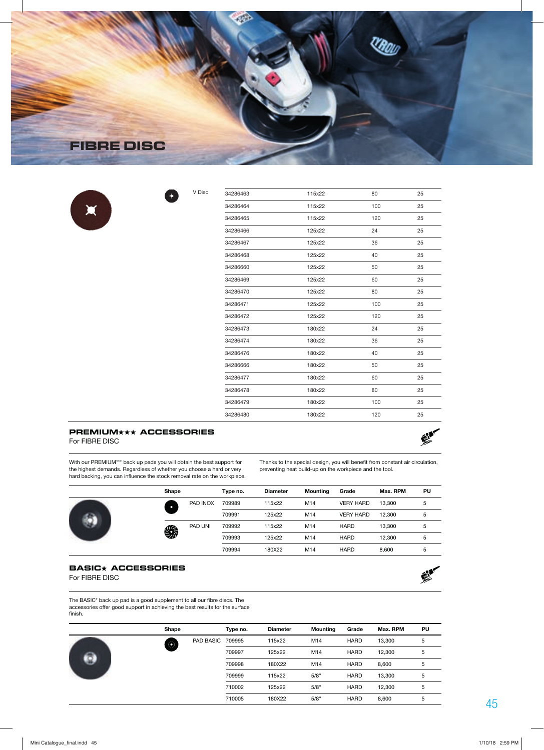# FIBRE DISC

| | | | | |
|---|---|---|---|---|
| V Disc | 34286463 | 115x22 | 80 | 25 |
| | 34286464 | 115x22 | 100 | 25 |
| | 34286465 | 115x22 | 120 | 25 |
| | 34286466 | 125x22 | 24 | 25 |
| | 34286467 | 125x22 | 36 | 25 |
| | 34286468 | 125x22 | 40 | 25 |
| | 34286660 | 125x22 | 50 | 25 |
| | 34286469 | 125x22 | 60 | 25 |
| | 34286470 | 125x22 | 80 | 25 |
| | 34286471 | 125x22 | 100 | 25 |
| | 34286472 | 125x22 | 120 | 25 |
| | 34286473 | 180x22 | 24 | 25 |
| | 34286474 | 180x22 | 36 | 25 |
| | 34286476 | 180x22 | 40 | 25 |
| | 34286666 | 180x22 | 50 | 25 |
| | 34286477 | 180x22 | 60 | 25 |
| | 34286478 | 180x22 | 80 | 25 |
| | 34286479 | 180x22 | 100 | 25 |
| | 34286480 | 180x22 | 120 | 25 |

## PREMIUM★★★ ACCESSORIES

For FIBRE DISC

With our PREMIUM*** back up pads you will obtain the best support for the highest demands. Regardless of whether you choose a hard or very hard backing, you can influence the stock removal rate on the workpiece.

Thanks to the special design, you will benefit from constant air circulation, preventing heat build-up on the workpiece and the tool.

| Shape | Type no. | Diameter | Mounting | Grade | Max. RPM | PU |
|---|---|---|---|---|---|---|
| PAD INOX | 709989 | 115x22 | M14 | VERY HARD | 13,300 | 5 |
| | 709991 | 125x22 | M14 | VERY HARD | 12,300 | 5 |
| PAD UNI | 709992 | 115x22 | M14 | HARD | 13,300 | 5 |
| | 709993 | 125x22 | M14 | HARD | 12,300 | 5 |
| | 709994 | 180X22 | M14 | HARD | 8,600 | 5 |

## BASIC★ ACCESSORIES

For FIBRE DISC

The BASIC* back up pad is a good supplement to all our fibre discs. The accessories offer good support in achieving the best results for the surface finish.

| Shape | Type no. | Diameter | Mounting | Grade | Max. RPM | PU |
|---|---|---|---|---|---|---|
| PAD BASIC | 709995 | 115x22 | M14 | HARD | 13,300 | 5 |
| | 709997 | 125x22 | M14 | HARD | 12,300 | 5 |
| | 709998 | 180X22 | M14 | HARD | 8,600 | 5 |
| | 709999 | 115x22 | 5/8" | HARD | 13,300 | 5 |
| | 710002 | 125x22 | 5/8" | HARD | 12,300 | 5 |
| | 710005 | 180X22 | 5/8" | HARD | 8,600 | 5 |